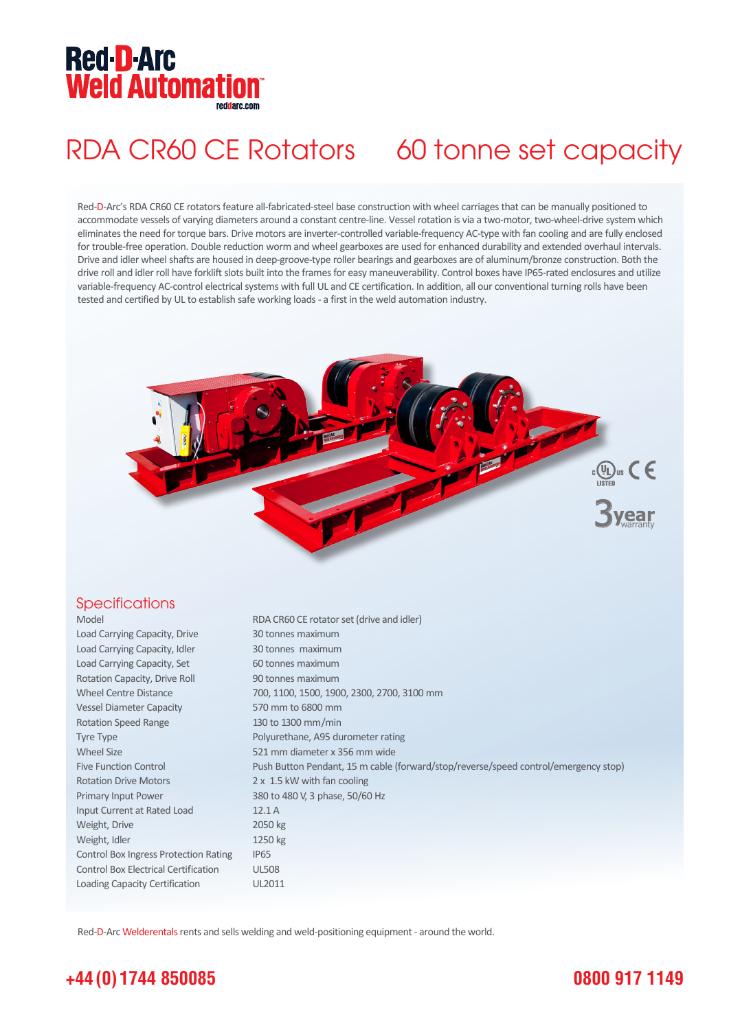# Red-D-Arc Weld Automation

reddarc.com

# RDA CR60 CE Rotators 60 tonne set capacity

Red-D-Arc's RDA CR60 CE rotators feature all-fabricated-steel base construction with wheel carriages that can be manually positioned to accommodate vessels of varying diameters around a constant centre-line. Vessel rotation is via a two-motor, two-wheel-drive system which eliminates the need for torque bars. Drive motors are inverter-controlled variable-frequency AC-type with fan cooling and are fully enclosed for trouble-free operation. Double reduction worm and wheel gearboxes are used for enhanced durability and extended overhaul intervals. Drive and idler wheel shafts are housed in deep-groove-type roller bearings and gearboxes are of aluminum/bronze construction. Both the drive roll and idler roll have forklift slots built into the frames for easy maneuverability. Control boxes have IP65-rated enclosures and utilize variable-frequency AC-control electrical systems with full UL and CE certification. In addition, all our conventional turning rolls have been tested and certified by UL to establish safe working loads - a first in the weld automation industry.

c UL us LISTED CE

3 year warranty

## Specifications

| | |
|---|---|
| Model | RDA CR60 CE rotator set (drive and idler) |
| Load Carrying Capacity, Drive | 30 tonnes maximum |
| Load Carrying Capacity, Idler | 30 tonnes maximum |
| Load Carrying Capacity, Set | 60 tonnes maximum |
| Rotation Capacity, Drive Roll | 90 tonnes maximum |
| Wheel Centre Distance | 700, 1100, 1500, 1900, 2300, 2700, 3100 mm |
| Vessel Diameter Capacity | 570 mm to 6800 mm |
| Rotation Speed Range | 130 to 1300 mm/min |
| Tyre Type | Polyurethane, A95 durometer rating |
| Wheel Size | 521 mm diameter x 356 mm wide |
| Five Function Control | Push Button Pendant, 15 m cable (forward/stop/reverse/speed control/emergency stop) |
| Rotation Drive Motors | 2 x 1.5 kW with fan cooling |
| Primary Input Power | 380 to 480 V, 3 phase, 50/60 Hz |
| Input Current at Rated Load | 12.1 A |
| Weight, Drive | 2050 kg |
| Weight, Idler | 1250 kg |
| Control Box Ingress Protection Rating | IP65 |
| Control Box Electrical Certification | UL508 |
| Loading Capacity Certification | UL2011 |

Red-D-Arc Welderentals rents and sells welding and weld-positioning equipment - around the world.

**+44 (0) 1744 850085** **0800 917 1149**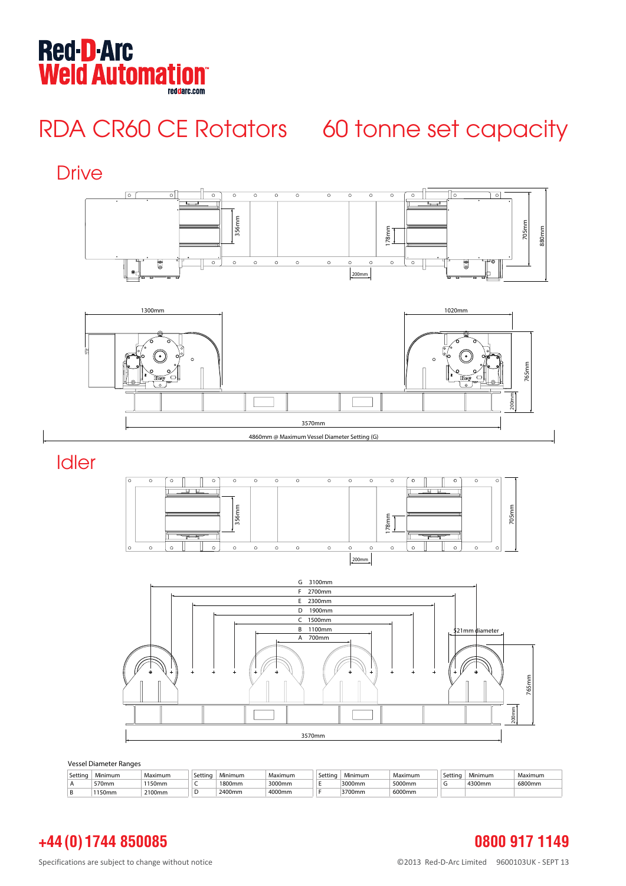Red-D-Arc
Weld Automation™
reddarc.com

# RDA CR60 CE Rotators    60 tonne set capacity

## Drive

356mm
178mm
705mm
880mm
200mm
1300mm
1020mm
765mm
200mm
3570mm
4860mm @ Maximum Vessel Diameter Setting (G)

## Idler

356mm
178mm
705mm
200mm

G 3100mm
F 2700mm
E 2300mm
D 1900mm
C 1500mm
B 1100mm
A 700mm
521mm diameter
765mm
200mm
3570mm

Vessel Diameter Ranges

| Setting | Minimum | Maximum | Setting | Minimum | Maximum | Setting | Minimum | Maximum | Setting | Minimum | Maximum |
|---|---|---|---|---|---|---|---|---|---|---|---|
| A | 570mm | 1150mm | C | 1800mm | 3000mm | E | 3000mm | 5000mm | G | 4300mm | 6800mm |
| B | 1150mm | 2100mm | D | 2400mm | 4000mm | F | 3700mm | 6000mm | | | |

**+44 (0) 1744 850085**  **0800 917 1149**

Specifications are subject to change without notice

©2013 Red-D-Arc Limited  9600103UK - SEPT 13